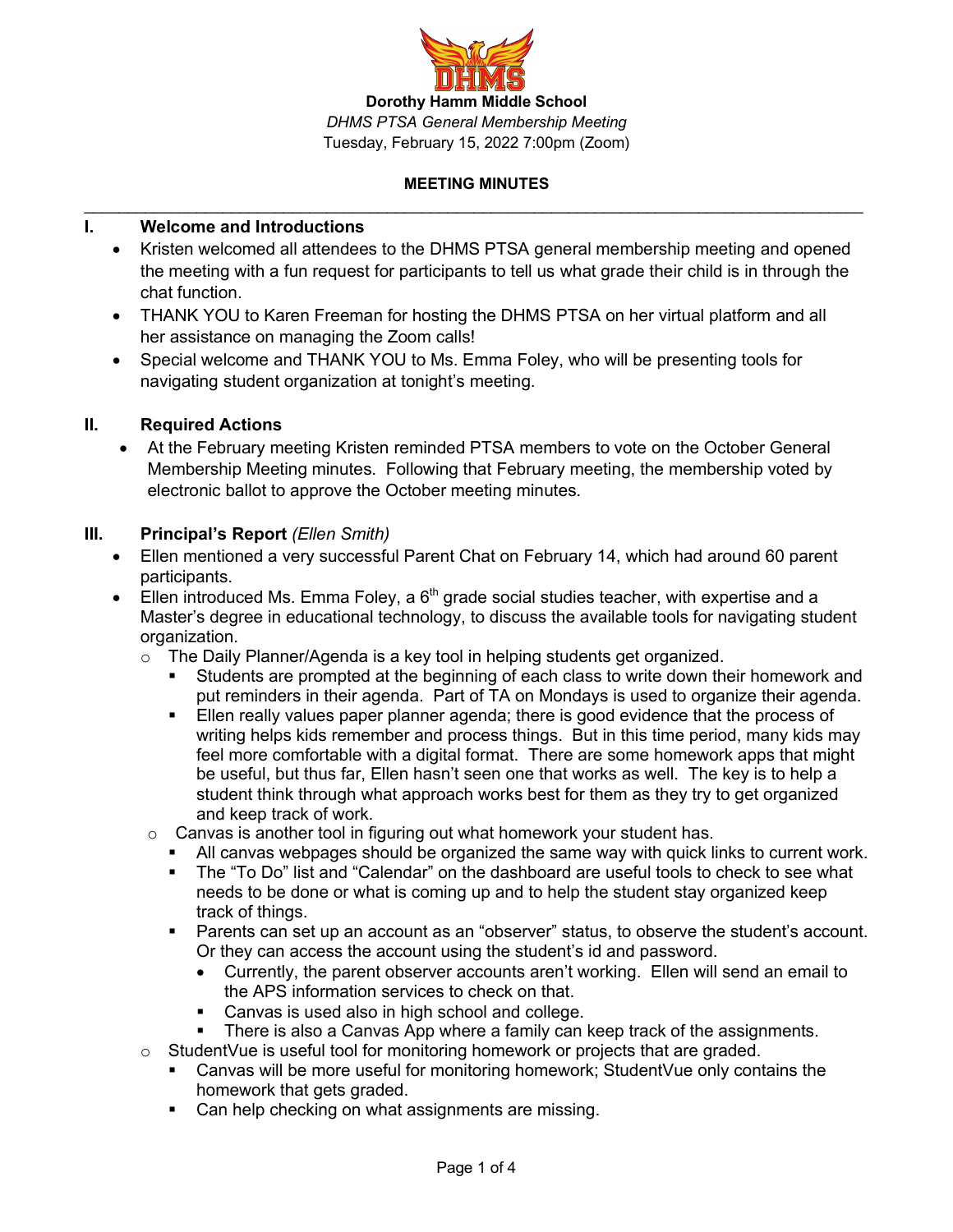**Dorothy Hamm Middle School**

*DHMS PTSA General Membership Meeting*

Tuesday, February 15, 2022 7:00pm (Zoom)

**MEETING MINUTES**

---

## I. Welcome and Introductions

- Kristen welcomed all attendees to the DHMS PTSA general membership meeting and opened the meeting with a fun request for participants to tell us what grade their child is in through the chat function.
- THANK YOU to Karen Freeman for hosting the DHMS PTSA on her virtual platform and all her assistance on managing the Zoom calls!
- Special welcome and THANK YOU to Ms. Emma Foley, who will be presenting tools for navigating student organization at tonight's meeting.

## II. Required Actions

- At the February meeting Kristen reminded PTSA members to vote on the October General Membership Meeting minutes. Following that February meeting, the membership voted by electronic ballot to approve the October meeting minutes.

## III. Principal's Report *(Ellen Smith)*

- Ellen mentioned a very successful Parent Chat on February 14, which had around 60 parent participants.
- Ellen introduced Ms. Emma Foley, a 6th grade social studies teacher, with expertise and a Master's degree in educational technology, to discuss the available tools for navigating student organization.
  - The Daily Planner/Agenda is a key tool in helping students get organized.
    - Students are prompted at the beginning of each class to write down their homework and put reminders in their agenda. Part of TA on Mondays is used to organize their agenda.
    - Ellen really values paper planner agenda; there is good evidence that the process of writing helps kids remember and process things. But in this time period, many kids may feel more comfortable with a digital format. There are some homework apps that might be useful, but thus far, Ellen hasn't seen one that works as well. The key is to help a student think through what approach works best for them as they try to get organized and keep track of work.
  - Canvas is another tool in figuring out what homework your student has.
    - All canvas webpages should be organized the same way with quick links to current work.
    - The "To Do" list and "Calendar" on the dashboard are useful tools to check to see what needs to be done or what is coming up and to help the student stay organized keep track of things.
    - Parents can set up an account as an "observer" status, to observe the student's account. Or they can access the account using the student's id and password.
      - Currently, the parent observer accounts aren't working. Ellen will send an email to the APS information services to check on that.
    - Canvas is used also in high school and college.
    - There is also a Canvas App where a family can keep track of the assignments.
  - StudentVue is useful tool for monitoring homework or projects that are graded.
    - Canvas will be more useful for monitoring homework; StudentVue only contains the homework that gets graded.
    - Can help checking on what assignments are missing.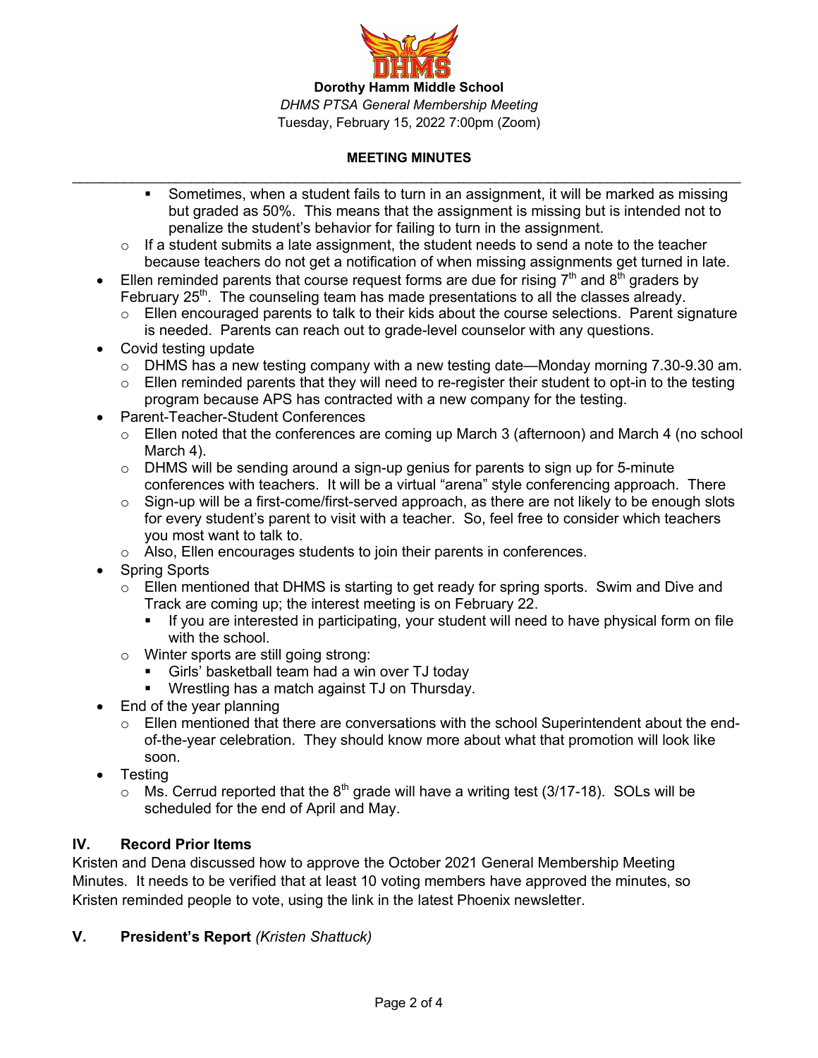**Dorothy Hamm Middle School**

*DHMS PTSA General Membership Meeting*

Tuesday, February 15, 2022 7:00pm (Zoom)

**MEETING MINUTES**

---

        - Sometimes, when a student fails to turn in an assignment, it will be marked as missing but graded as 50%. This means that the assignment is missing but is intended not to penalize the student's behavior for failing to turn in the assignment.
    - If a student submits a late assignment, the student needs to send a note to the teacher because teachers do not get a notification of when missing assignments get turned in late.
- Ellen reminded parents that course request forms are due for rising 7th and 8th graders by February 25th. The counseling team has made presentations to all the classes already.
    - Ellen encouraged parents to talk to their kids about the course selections. Parent signature is needed. Parents can reach out to grade-level counselor with any questions.
- Covid testing update
    - DHMS has a new testing company with a new testing date—Monday morning 7.30-9.30 am.
    - Ellen reminded parents that they will need to re-register their student to opt-in to the testing program because APS has contracted with a new company for the testing.
- Parent-Teacher-Student Conferences
    - Ellen noted that the conferences are coming up March 3 (afternoon) and March 4 (no school March 4).
    - DHMS will be sending around a sign-up genius for parents to sign up for 5-minute conferences with teachers. It will be a virtual "arena" style conferencing approach. There
    - Sign-up will be a first-come/first-served approach, as there are not likely to be enough slots for every student's parent to visit with a teacher. So, feel free to consider which teachers you most want to talk to.
    - Also, Ellen encourages students to join their parents in conferences.
- Spring Sports
    - Ellen mentioned that DHMS is starting to get ready for spring sports. Swim and Dive and Track are coming up; the interest meeting is on February 22.
        - If you are interested in participating, your student will need to have physical form on file with the school.
    - Winter sports are still going strong:
        - Girls' basketball team had a win over TJ today
        - Wrestling has a match against TJ on Thursday.
- End of the year planning
    - Ellen mentioned that there are conversations with the school Superintendent about the end-of-the-year celebration. They should know more about what that promotion will look like soon.
- Testing
    - Ms. Cerrud reported that the 8th grade will have a writing test (3/17-18). SOLs will be scheduled for the end of April and May.

## IV. Record Prior Items

Kristen and Dena discussed how to approve the October 2021 General Membership Meeting Minutes. It needs to be verified that at least 10 voting members have approved the minutes, so Kristen reminded people to vote, using the link in the latest Phoenix newsletter.

## V. President's Report *(Kristen Shattuck)*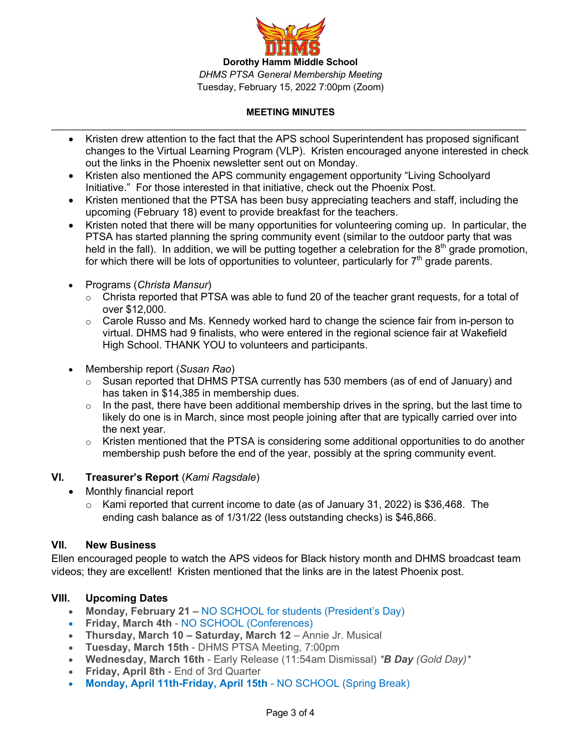**Dorothy Hamm Middle School**

*DHMS PTSA General Membership Meeting*

Tuesday, February 15, 2022 7:00pm (Zoom)

**MEETING MINUTES**

---

- Kristen drew attention to the fact that the APS school Superintendent has proposed significant changes to the Virtual Learning Program (VLP). Kristen encouraged anyone interested in check out the links in the Phoenix newsletter sent out on Monday.
- Kristen also mentioned the APS community engagement opportunity "Living Schoolyard Initiative." For those interested in that initiative, check out the Phoenix Post.
- Kristen mentioned that the PTSA has been busy appreciating teachers and staff, including the upcoming (February 18) event to provide breakfast for the teachers.
- Kristen noted that there will be many opportunities for volunteering coming up. In particular, the PTSA has started planning the spring community event (similar to the outdoor party that was held in the fall). In addition, we will be putting together a celebration for the 8th grade promotion, for which there will be lots of opportunities to volunteer, particularly for 7th grade parents.

- Programs (*Christa Mansur*)
  - Christa reported that PTSA was able to fund 20 of the teacher grant requests, for a total of over $12,000.
  - Carole Russo and Ms. Kennedy worked hard to change the science fair from in-person to virtual. DHMS had 9 finalists, who were entered in the regional science fair at Wakefield High School. THANK YOU to volunteers and participants.

- Membership report (*Susan Rao*)
  - Susan reported that DHMS PTSA currently has 530 members (as of end of January) and has taken in $14,385 in membership dues.
  - In the past, there have been additional membership drives in the spring, but the last time to likely do one is in March, since most people joining after that are typically carried over into the next year.
  - Kristen mentioned that the PTSA is considering some additional opportunities to do another membership push before the end of the year, possibly at the spring community event.

## VI. Treasurer's Report (*Kami Ragsdale*)

- Monthly financial report
  - Kami reported that current income to date (as of January 31, 2022) is $36,468. The ending cash balance as of 1/31/22 (less outstanding checks) is $46,866.

## VII. New Business

Ellen encouraged people to watch the APS videos for Black history month and DHMS broadcast team videos; they are excellent! Kristen mentioned that the links are in the latest Phoenix post.

## VIII. Upcoming Dates

- **Monday, February 21 –** NO SCHOOL for students (President's Day)
- **Friday, March 4th** - NO SCHOOL (Conferences)
- **Thursday, March 10 – Saturday, March 12** – Annie Jr. Musical
- **Tuesday, March 15th** - DHMS PTSA Meeting, 7:00pm
- **Wednesday, March 16th** - Early Release (11:54am Dismissal) *\*B Day (Gold Day)\**
- **Friday, April 8th** - End of 3rd Quarter
- **Monday, April 11th-Friday, April 15th** - NO SCHOOL (Spring Break)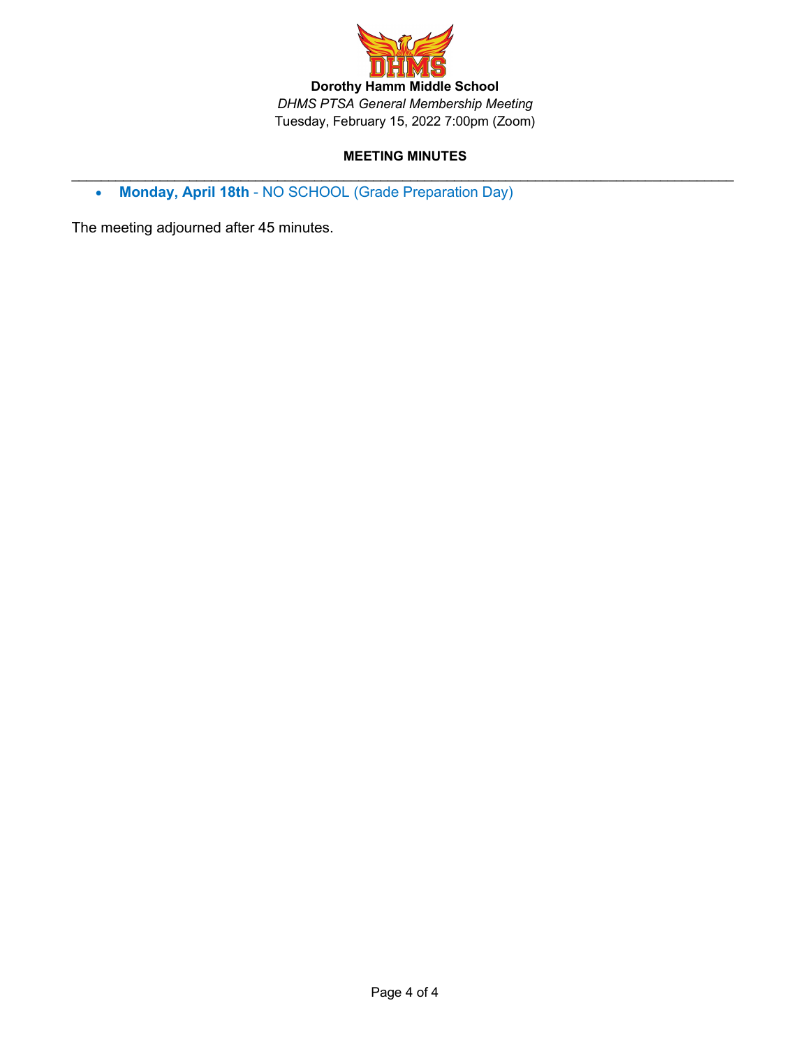- **Monday, April 18th** - NO SCHOOL (Grade Preparation Day)

The meeting adjourned after 45 minutes.